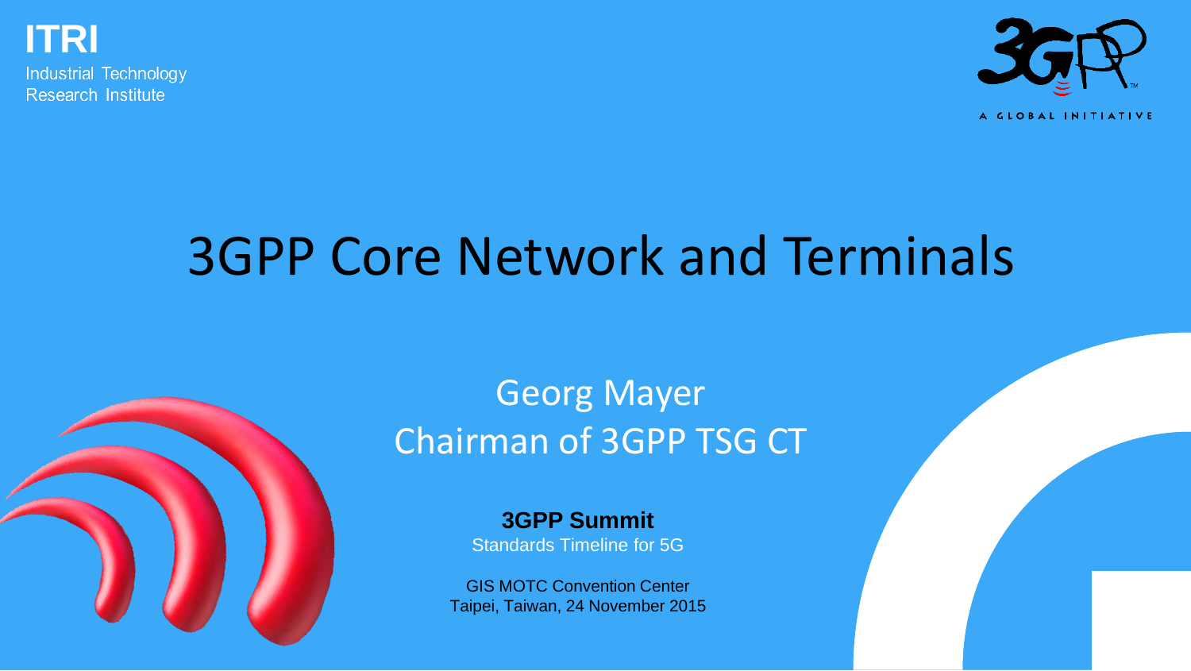ITRI
Industrial Technology
Research Institute

# 3GPP Core Network and Terminals

## Georg Mayer
## Chairman of 3GPP TSG CT

**3GPP Summit**
Standards Timeline for 5G

GIS MOTC Convention Center
Taipei, Taiwan, 24 November 2015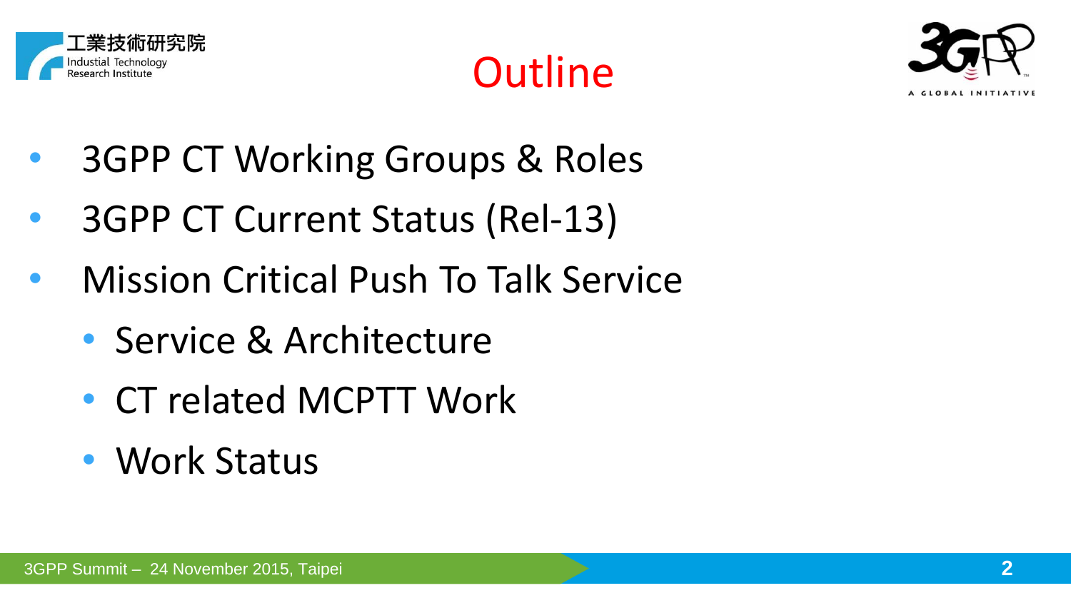# Outline

- 3GPP CT Working Groups & Roles
- 3GPP CT Current Status (Rel-13)
- Mission Critical Push To Talk Service
  - Service & Architecture
  - CT related MCPTT Work
  - Work Status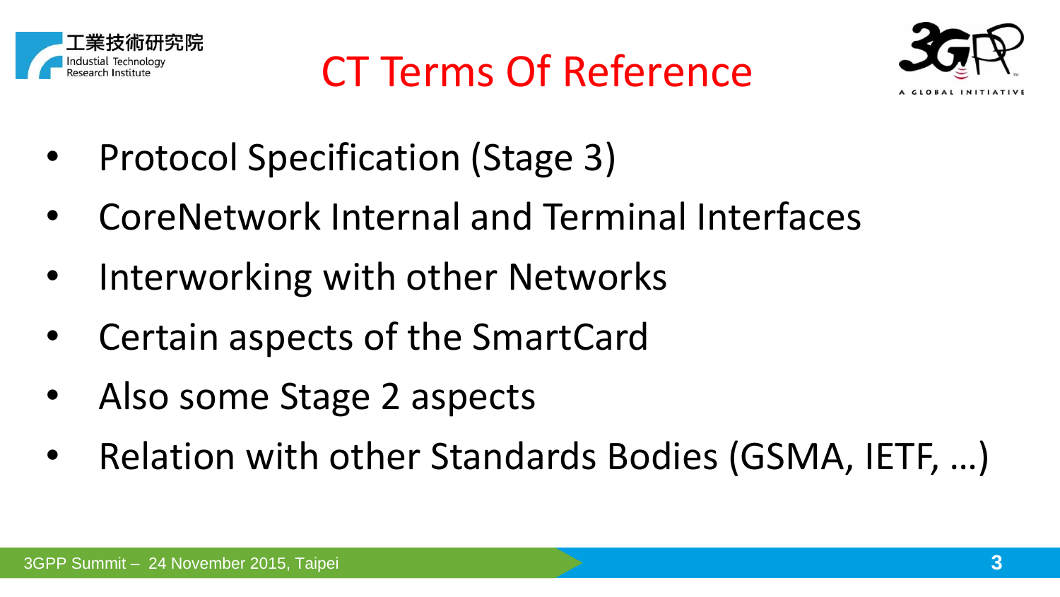# CT Terms Of Reference

- Protocol Specification (Stage 3)
- CoreNetwork Internal and Terminal Interfaces
- Interworking with other Networks
- Certain aspects of the SmartCard
- Also some Stage 2 aspects
- Relation with other Standards Bodies (GSMA, IETF, …)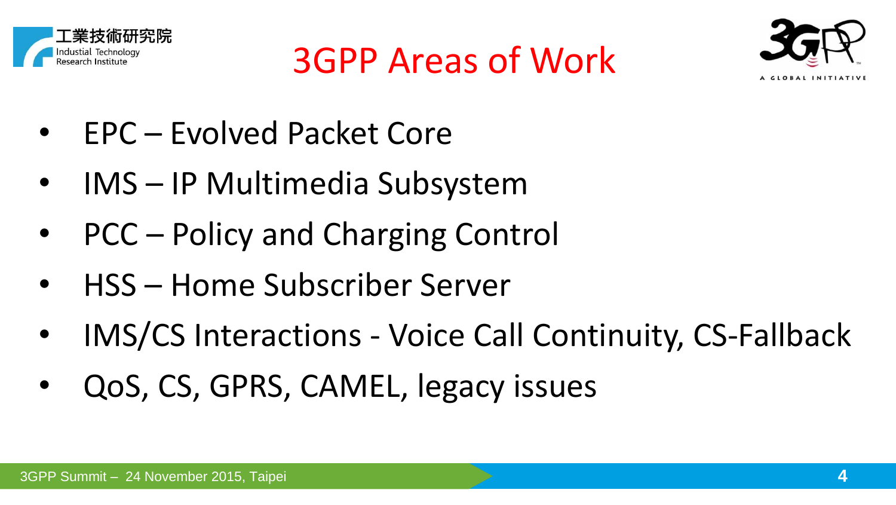# 3GPP Areas of Work

- EPC – Evolved Packet Core
- IMS – IP Multimedia Subsystem
- PCC – Policy and Charging Control
- HSS – Home Subscriber Server
- IMS/CS Interactions - Voice Call Continuity, CS-Fallback
- QoS, CS, GPRS, CAMEL, legacy issues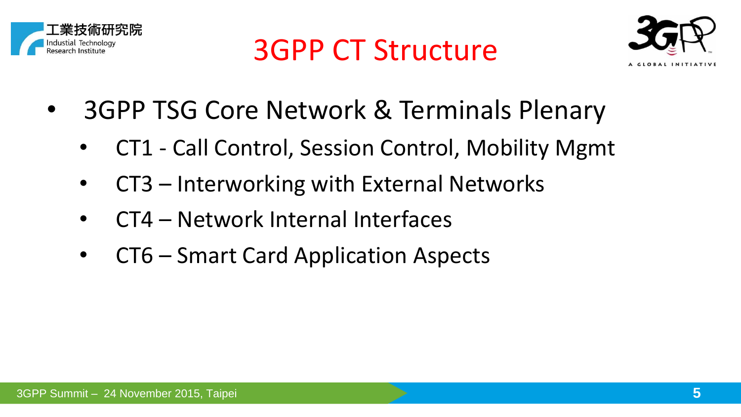# 3GPP CT Structure

- 3GPP TSG Core Network & Terminals Plenary
  - CT1 - Call Control, Session Control, Mobility Mgmt
  - CT3 – Interworking with External Networks
  - CT4 – Network Internal Interfaces
  - CT6 – Smart Card Application Aspects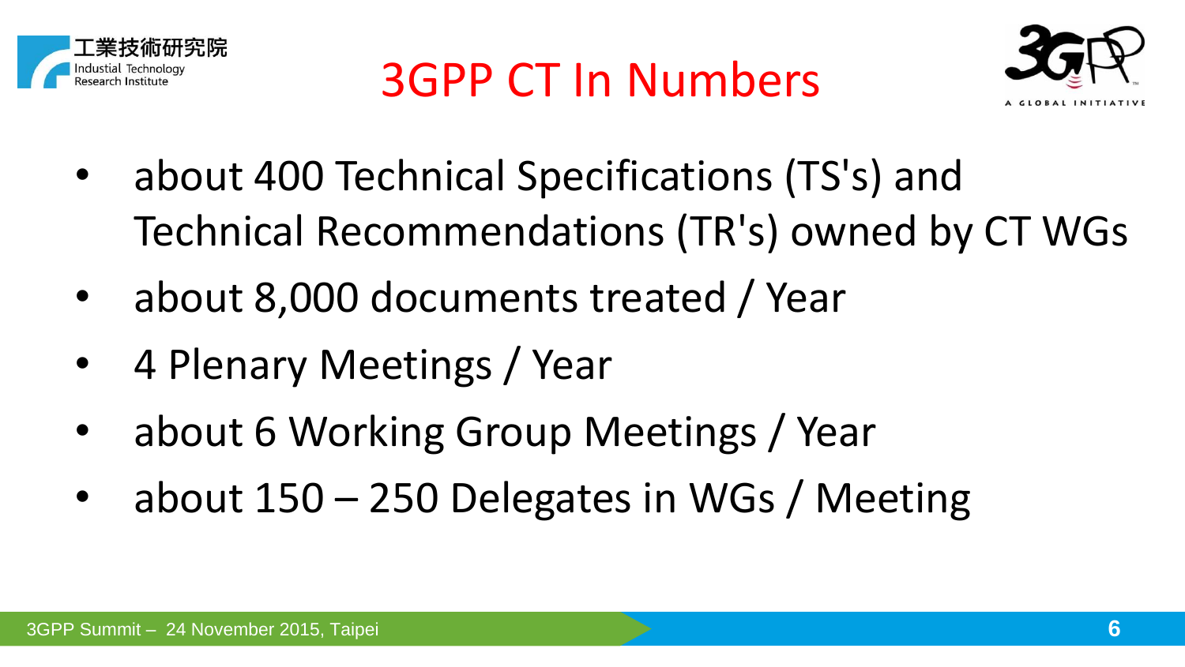# 3GPP CT In Numbers

- about 400 Technical Specifications (TS's) and Technical Recommendations (TR's) owned by CT WGs
- about 8,000 documents treated / Year
- 4 Plenary Meetings / Year
- about 6 Working Group Meetings / Year
- about 150 – 250 Delegates in WGs / Meeting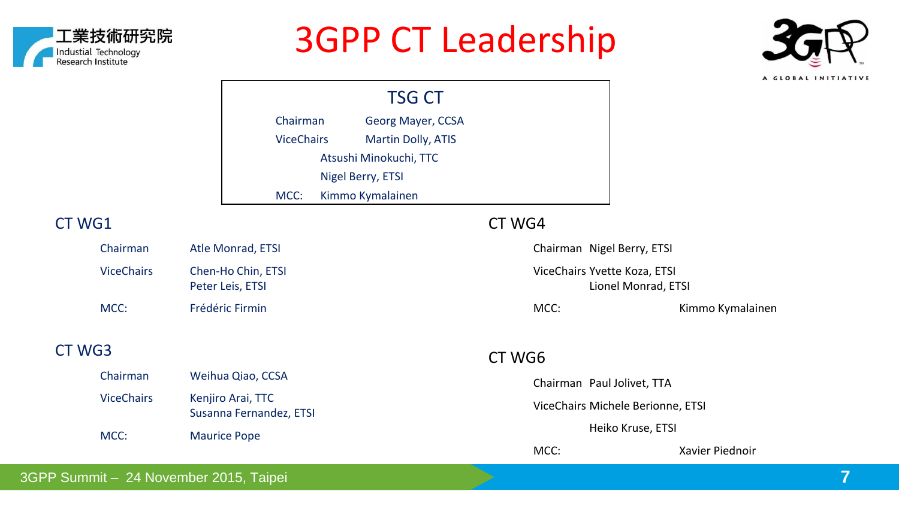# 3GPP CT Leadership

## TSG CT

| | |
|---|---|
| Chairman | Georg Mayer, CCSA |
| ViceChairs | Martin Dolly, ATIS |
| | Atsushi Minokuchi, TTC |
| | Nigel Berry, ETSI |
| MCC: | Kimmo Kymalainen |

## CT WG1

| | |
|---|---|
| Chairman | Atle Monrad, ETSI |
| ViceChairs | Chen-Ho Chin, ETSI<br>Peter Leis, ETSI |
| MCC: | Frédéric Firmin |

## CT WG3

| | |
|---|---|
| Chairman | Weihua Qiao, CCSA |
| ViceChairs | Kenjiro Arai, TTC<br>Susanna Fernandez, ETSI |
| MCC: | Maurice Pope |

## CT WG4

| | |
|---|---|
| Chairman | Nigel Berry, ETSI |
| ViceChairs | Yvette Koza, ETSI<br>Lionel Monrad, ETSI |
| MCC: | Kimmo Kymalainen |

## CT WG6

| | |
|---|---|
| Chairman | Paul Jolivet, TTA |
| ViceChairs | Michele Berionne, ETSI<br>Heiko Kruse, ETSI |
| MCC: | Xavier Piednoir |

3GPP Summit – 24 November 2015, Taipei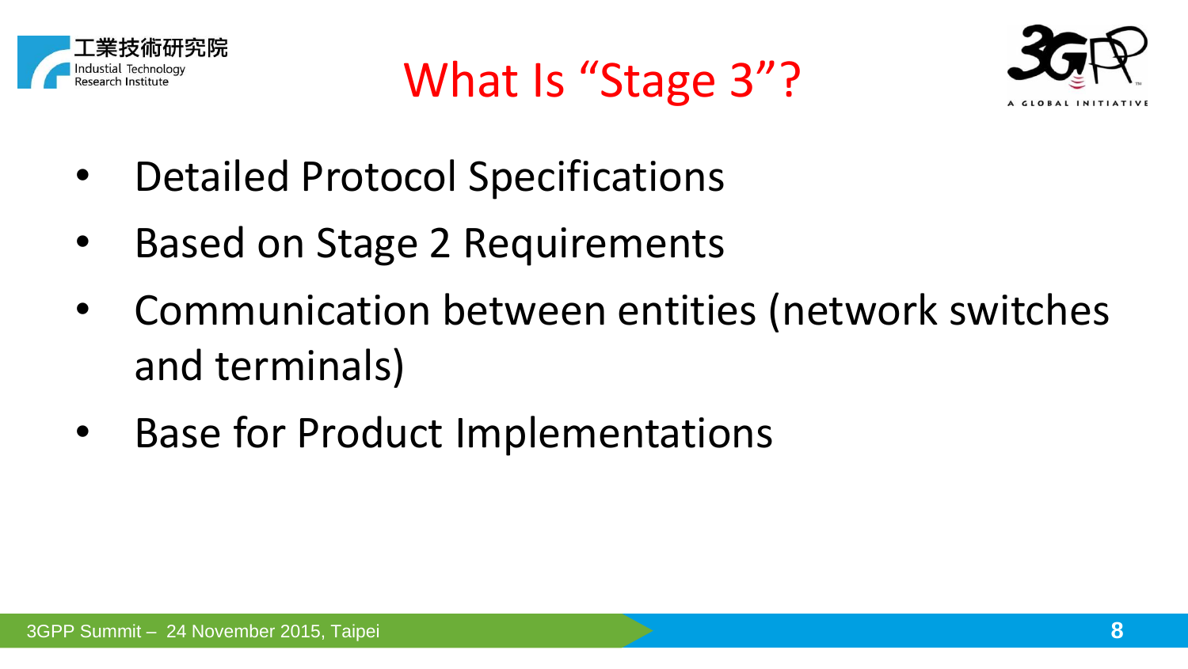# What Is “Stage 3”?

- Detailed Protocol Specifications
- Based on Stage 2 Requirements
- Communication between entities (network switches and terminals)
- Base for Product Implementations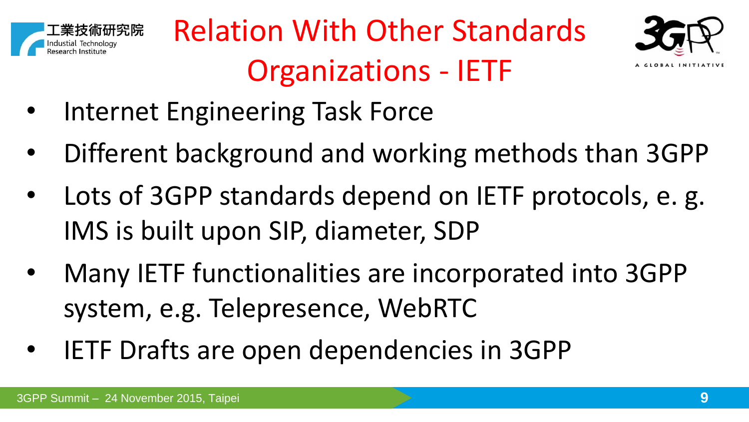# Relation With Other Standards Organizations - IETF

- Internet Engineering Task Force
- Different background and working methods than 3GPP
- Lots of 3GPP standards depend on IETF protocols, e. g. IMS is built upon SIP, diameter, SDP
- Many IETF functionalities are incorporated into 3GPP system, e.g. Telepresence, WebRTC
- IETF Drafts are open dependencies in 3GPP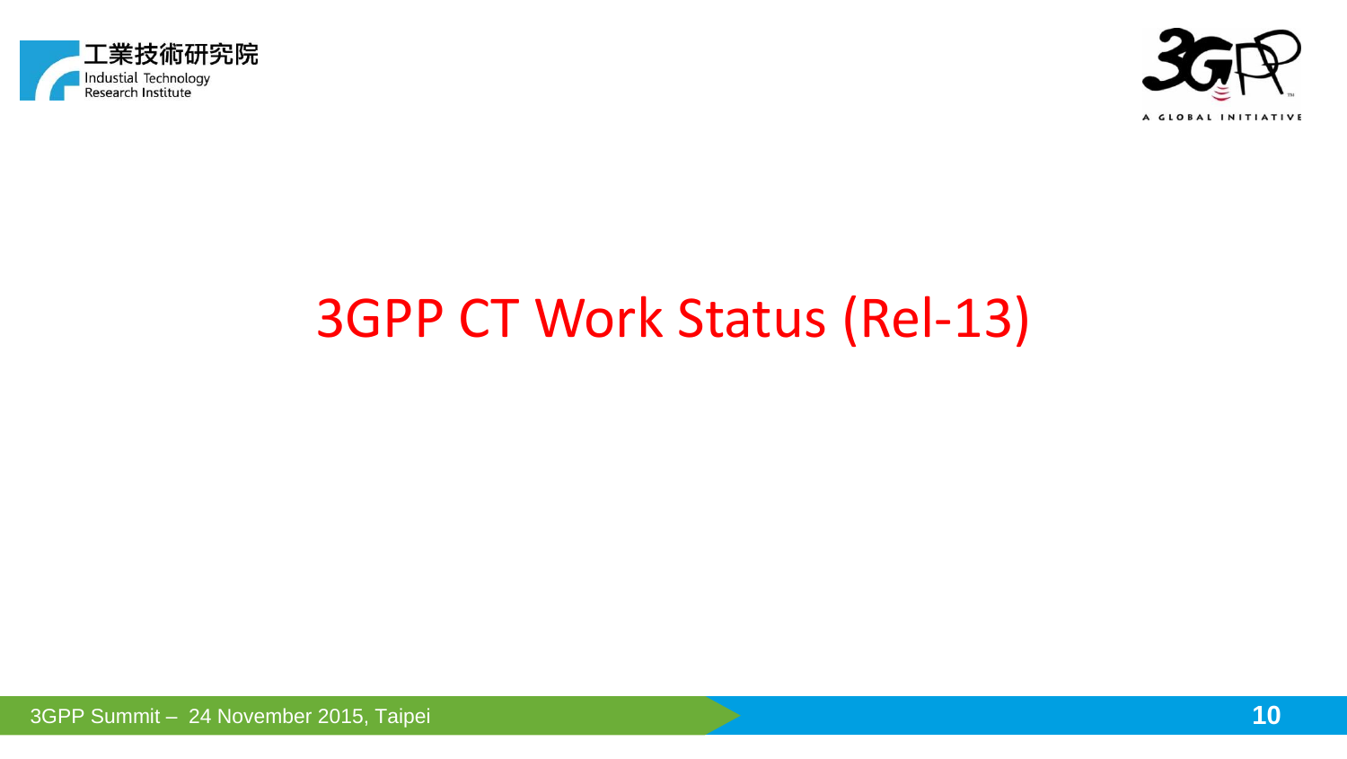# 3GPP CT Work Status (Rel-13)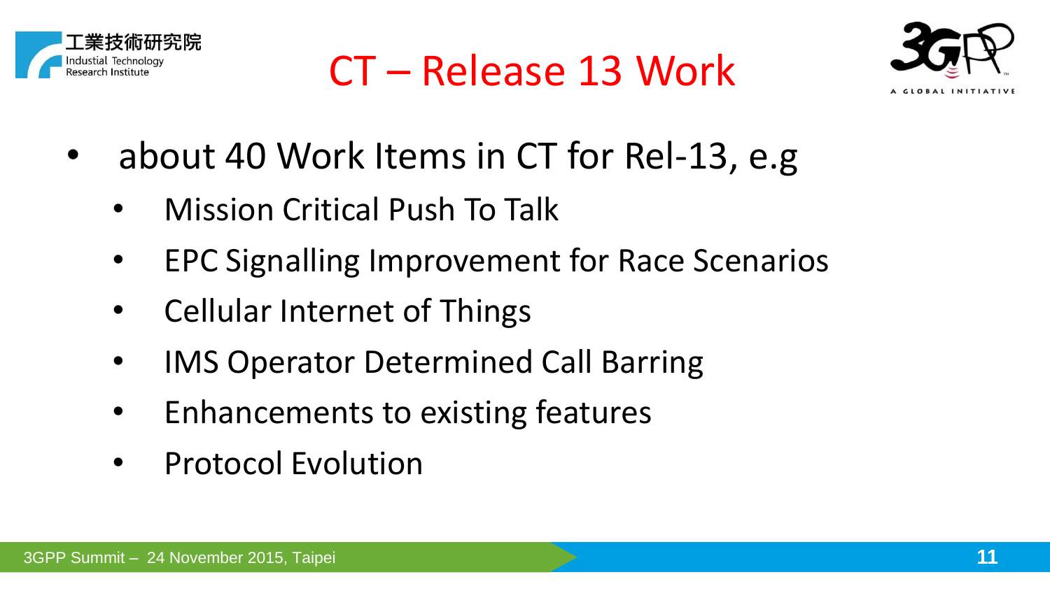# CT – Release 13 Work

- about 40 Work Items in CT for Rel-13, e.g
  - Mission Critical Push To Talk
  - EPC Signalling Improvement for Race Scenarios
  - Cellular Internet of Things
  - IMS Operator Determined Call Barring
  - Enhancements to existing features
  - Protocol Evolution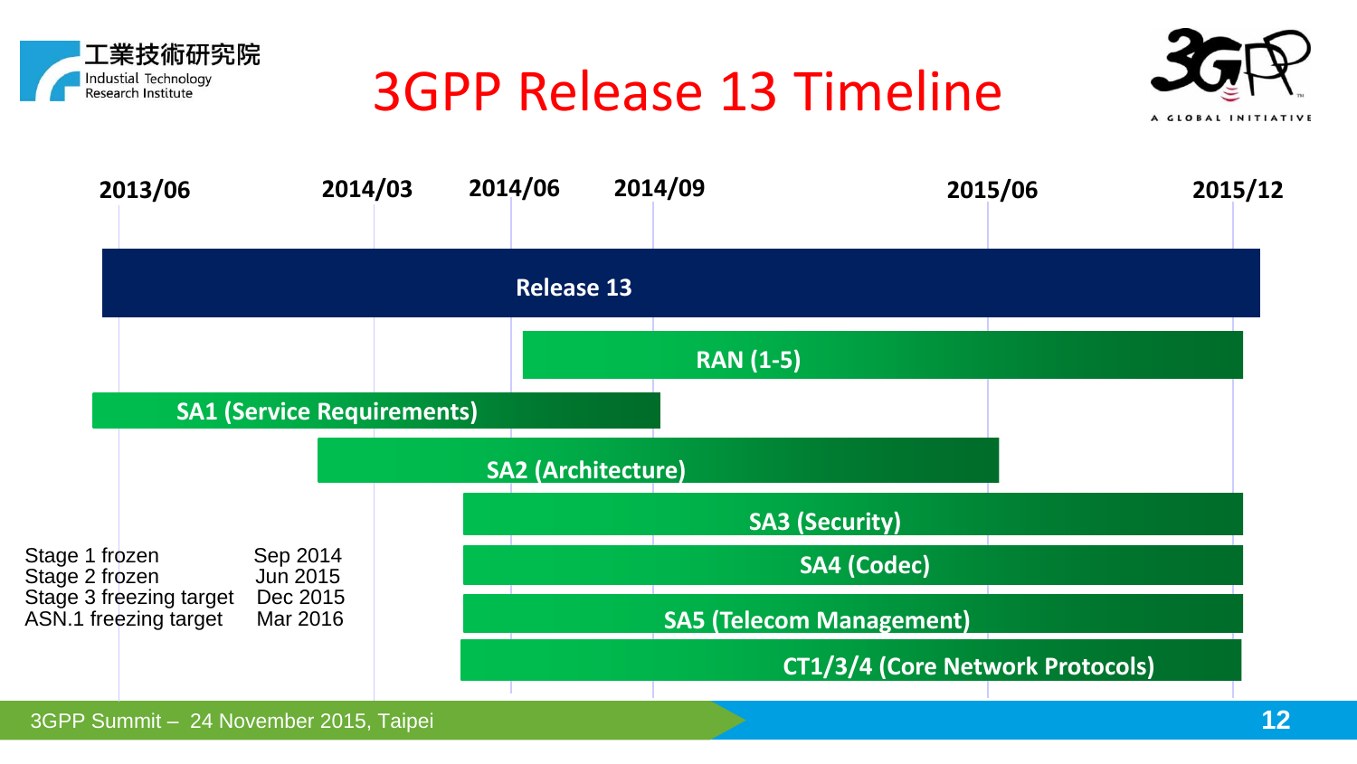# 3GPP Release 13 Timeline

2013/06 | 2014/03 | 2014/06 | 2014/09 | 2015/06 | 2015/12

- Release 13
- RAN (1-5)
- SA1 (Service Requirements)
- SA2 (Architecture)
- SA3 (Security)
- SA4 (Codec)
- SA5 (Telecom Management)
- CT1/3/4 (Core Network Protocols)

| | |
|---|---|
| Stage 1 frozen | Sep 2014 |
| Stage 2 frozen | Jun 2015 |
| Stage 3 freezing target | Dec 2015 |
| ASN.1 freezing target | Mar 2016 |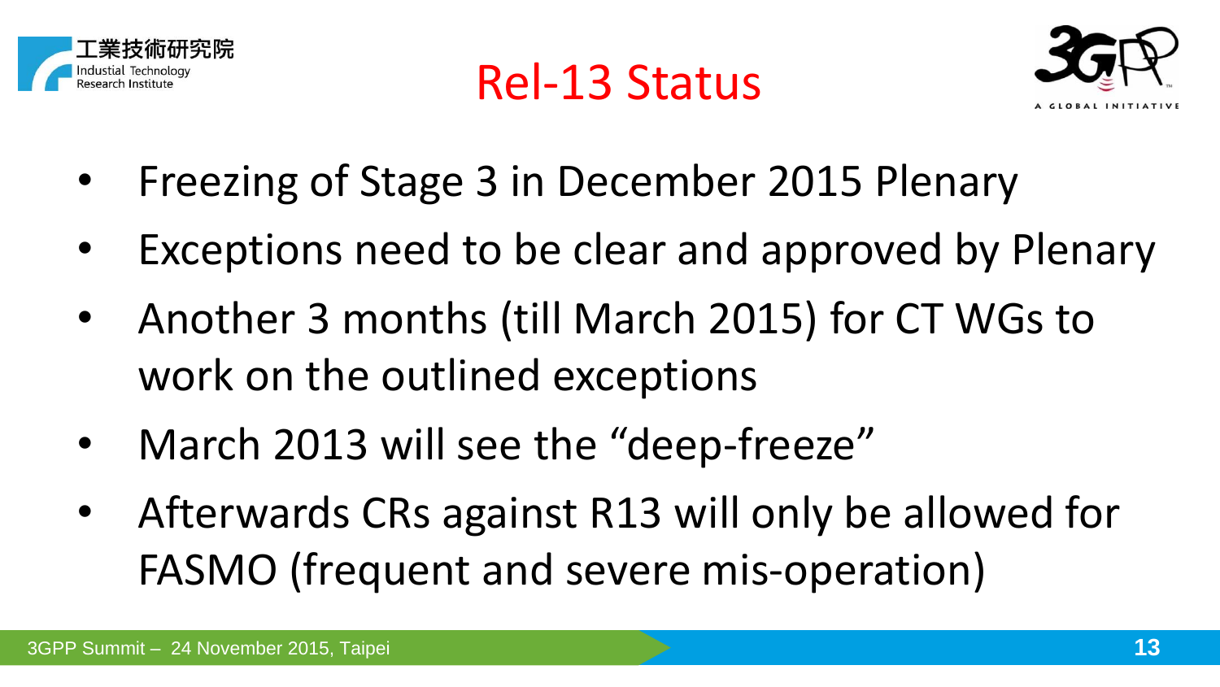# Rel-13 Status

- Freezing of Stage 3 in December 2015 Plenary
- Exceptions need to be clear and approved by Plenary
- Another 3 months (till March 2015) for CT WGs to work on the outlined exceptions
- March 2013 will see the "deep-freeze"
- Afterwards CRs against R13 will only be allowed for FASMO (frequent and severe mis-operation)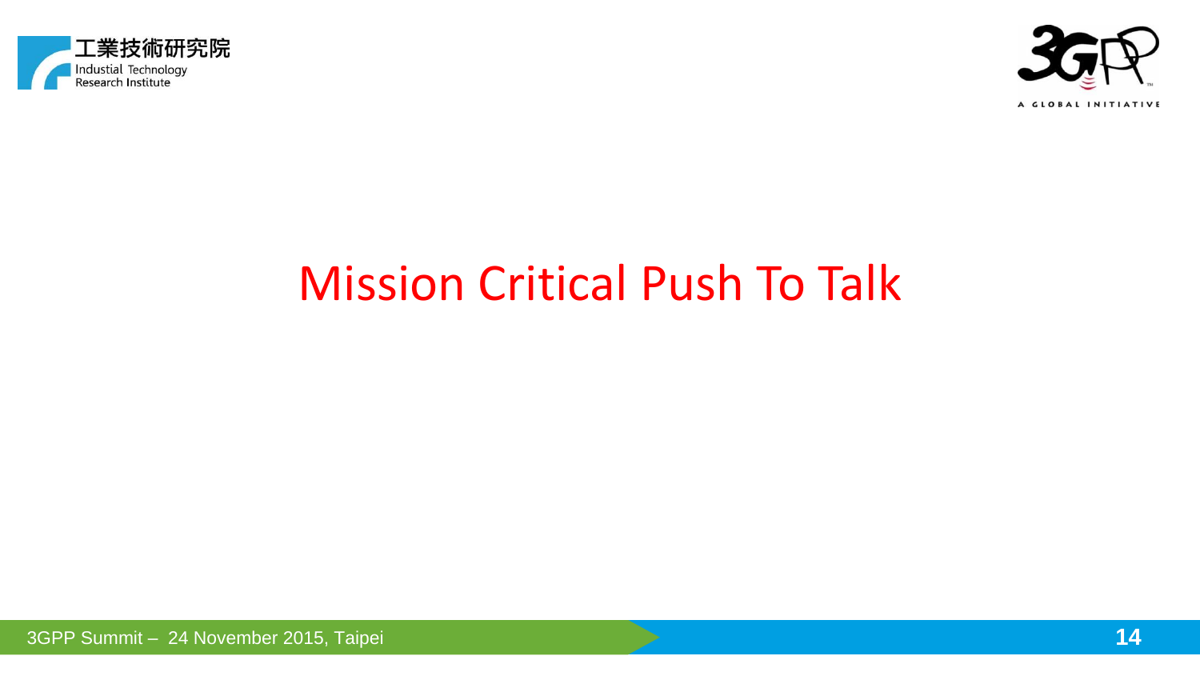# Mission Critical Push To Talk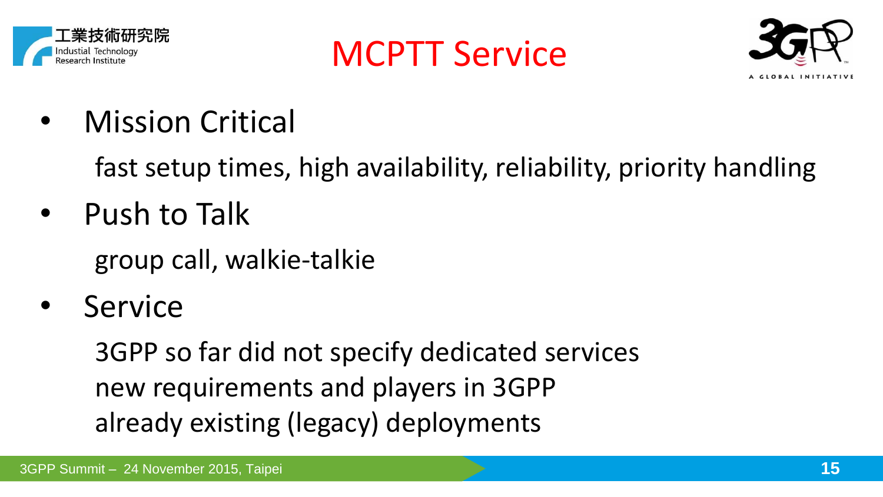# MCPTT Service

- Mission Critical

  fast setup times, high availability, reliability, priority handling

- Push to Talk

  group call, walkie-talkie

- Service

  3GPP so far did not specify dedicated services
  new requirements and players in 3GPP
  already existing (legacy) deployments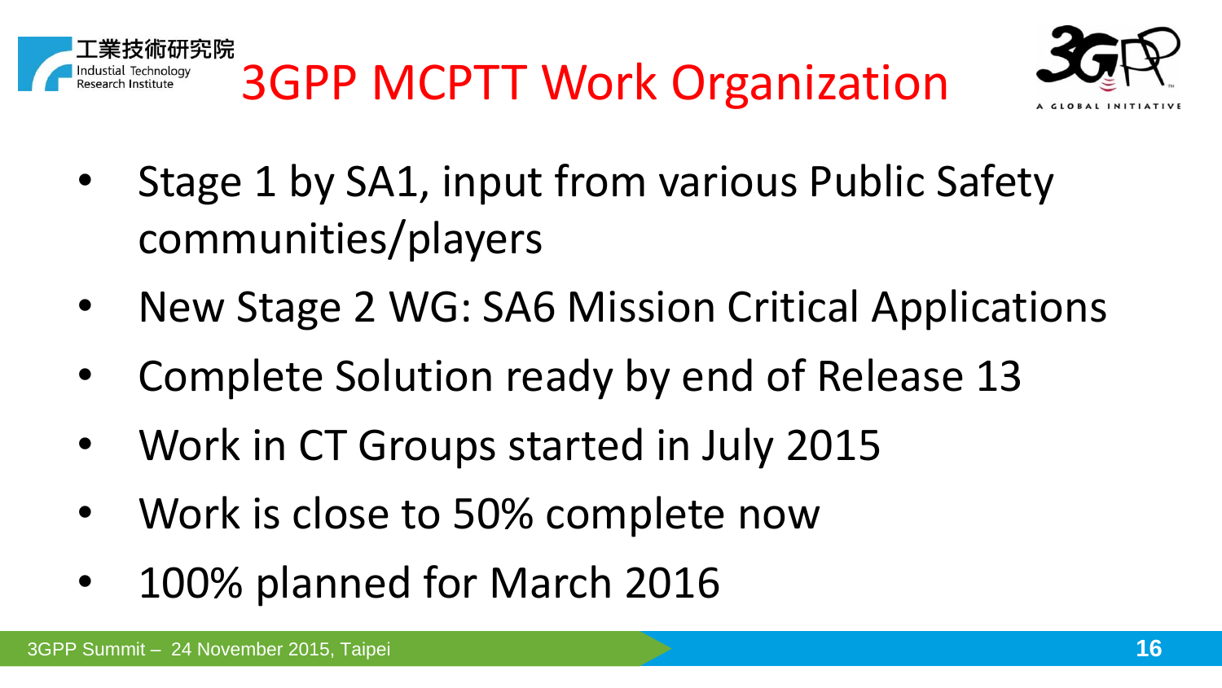# 3GPP MCPTT Work Organization

- Stage 1 by SA1, input from various Public Safety communities/players
- New Stage 2 WG: SA6 Mission Critical Applications
- Complete Solution ready by end of Release 13
- Work in CT Groups started in July 2015
- Work is close to 50% complete now
- 100% planned for March 2016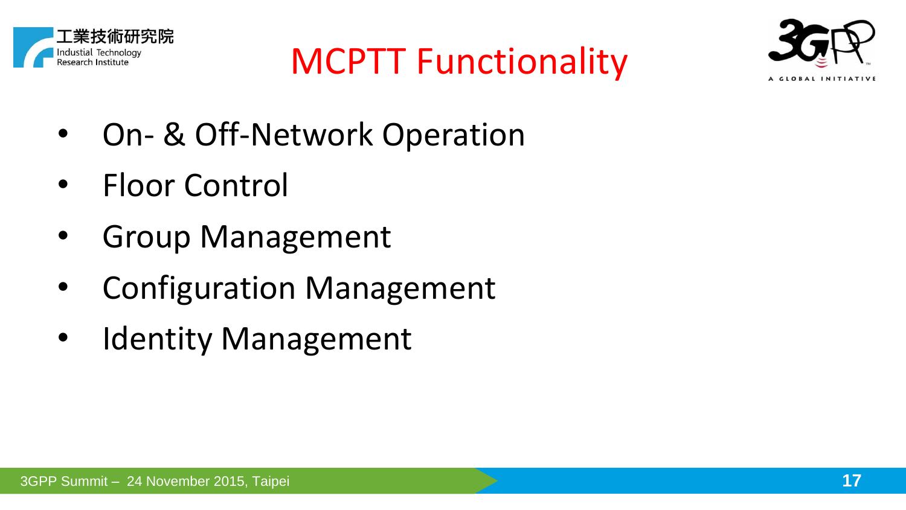# MCPTT Functionality

- On- & Off-Network Operation
- Floor Control
- Group Management
- Configuration Management
- Identity Management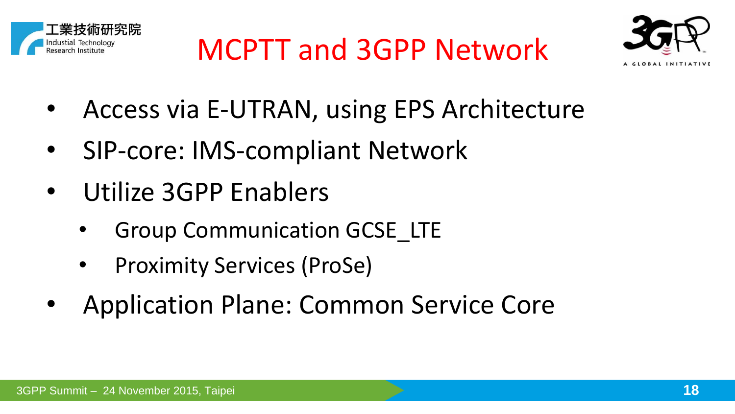# MCPTT and 3GPP Network

- Access via E-UTRAN, using EPS Architecture
- SIP-core: IMS-compliant Network
- Utilize 3GPP Enablers
  - Group Communication GCSE_LTE
  - Proximity Services (ProSe)
- Application Plane: Common Service Core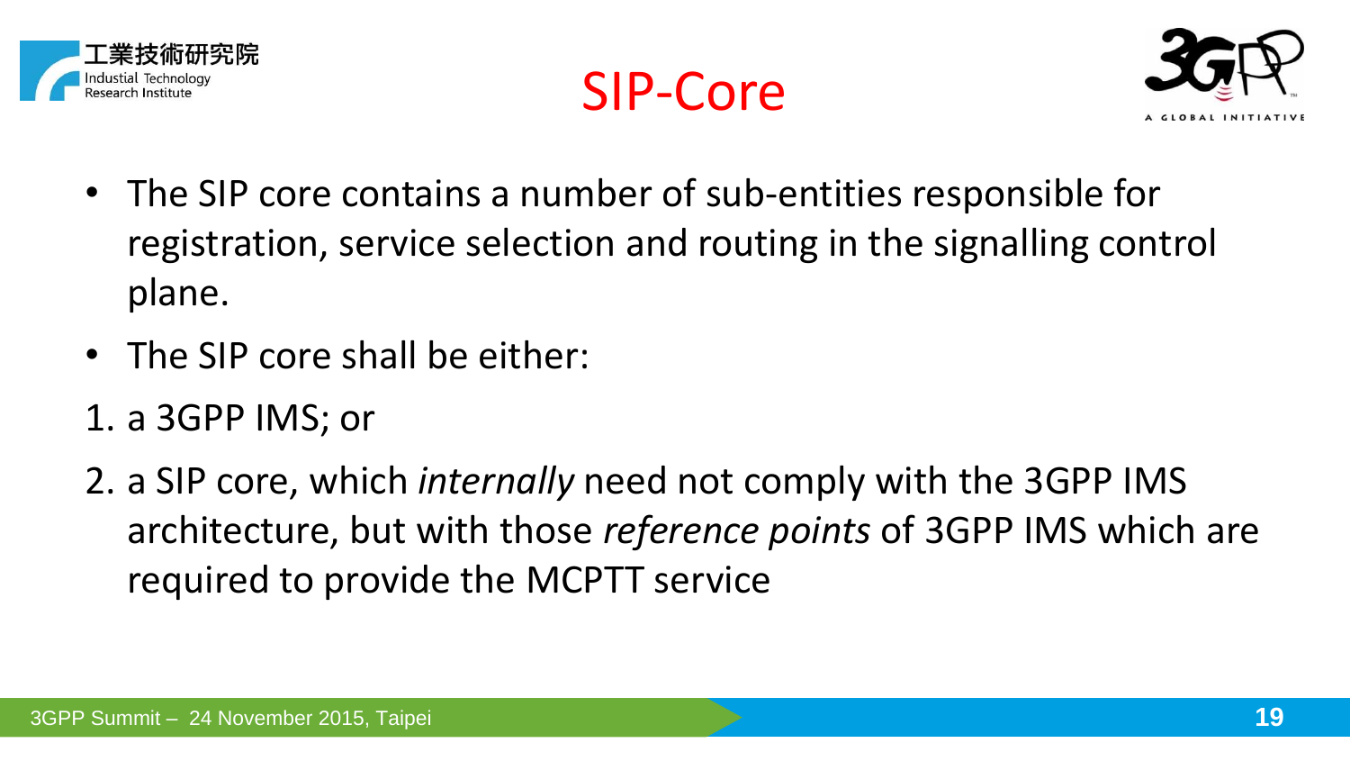# SIP-Core

- The SIP core contains a number of sub-entities responsible for registration, service selection and routing in the signalling control plane.
- The SIP core shall be either:

1. a 3GPP IMS; or
2. a SIP core, which *internally* need not comply with the 3GPP IMS architecture, but with those *reference points* of 3GPP IMS which are required to provide the MCPTT service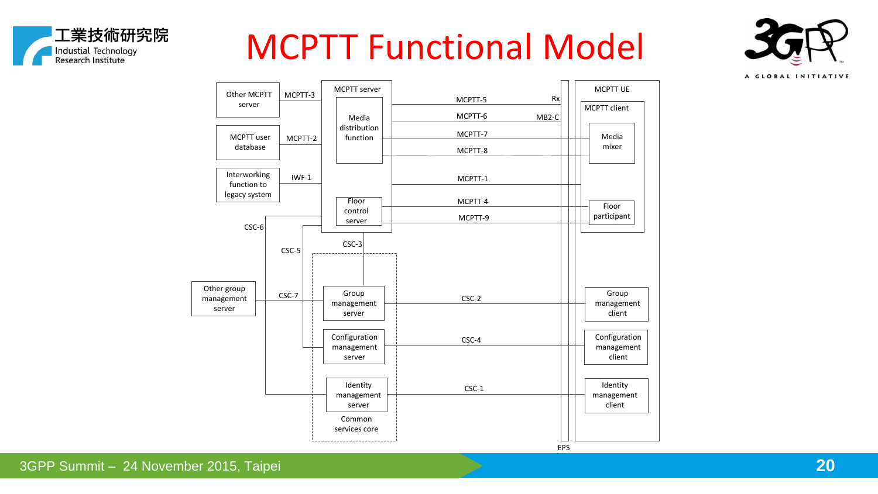# MCPTT Functional Model

Other MCPTT server — MCPTT-3
MCPTT user database — MCPTT-2
Interworking function to legacy system — IWF-1

MCPTT server
- Media distribution function
- Floor control server

MCPTT-5 (Rx), MCPTT-6 (MB2-C), MCPTT-7, MCPTT-8, MCPTT-1, MCPTT-4, MCPTT-9

MCPTT UE
- MCPTT client
  - Media mixer
  - Floor participant
- Group management client
- Configuration management client
- Identity management client

CSC-6, CSC-5, CSC-3

Other group management server — CSC-7

Common services core
- Group management server — CSC-2
- Configuration management server — CSC-4
- Identity management server — CSC-1

EPS

3GPP Summit – 24 November 2015, Taipei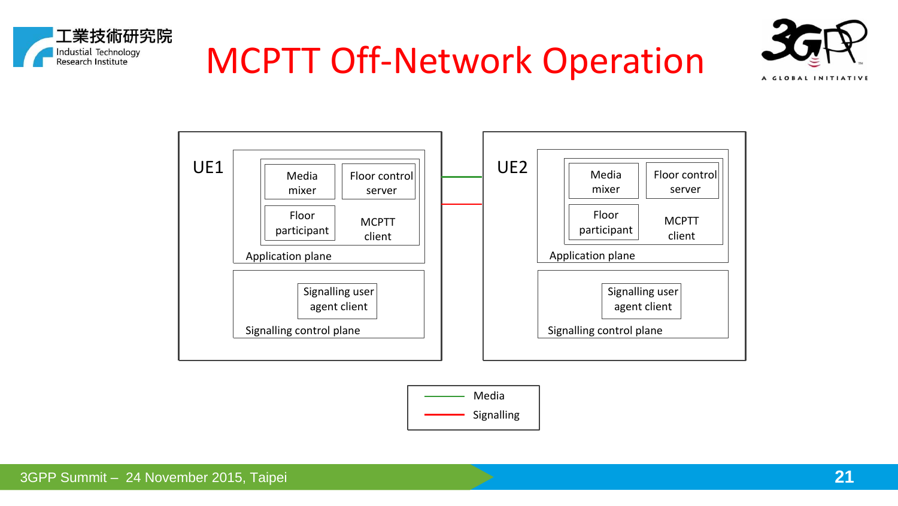# MCPTT Off-Network Operation

UE1

- Application plane
  - Media mixer
  - Floor control server
  - Floor participant
  - MCPTT client
- Signalling control plane
  - Signalling user agent client

UE2

- Application plane
  - Media mixer
  - Floor control server
  - Floor participant
  - MCPTT client
- Signalling control plane
  - Signalling user agent client

Media

Signalling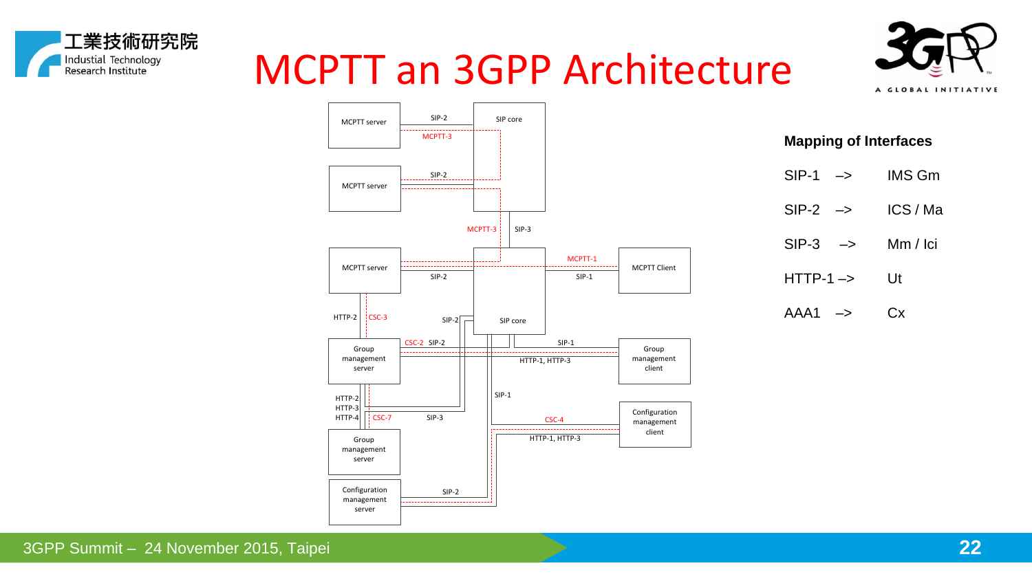# MCPTT an 3GPP Architecture

MCPTT server | SIP-2 | MCPTT-3 | SIP core

MCPTT server | SIP-2

MCPTT-3 | SIP-3

MCPTT server | SIP-2 | MCPTT-1 | SIP-1 | MCPTT Client

HTTP-2 | CSC-3 | SIP-2 | SIP core

Group management server | CSC-2 SIP-2 | SIP-1 | HTTP-1, HTTP-3 | Group management client

HTTP-2 HTTP-3 HTTP-4 | CSC-7 | SIP-3 | SIP-1 | CSC-4 | HTTP-1, HTTP-3 | Configuration management client

Group management server

Configuration management server | SIP-2

**Mapping of Interfaces**

| | | |
|---|---|---|
| SIP-1 | –> | IMS Gm |
| SIP-2 | –> | ICS / Ma |
| SIP-3 | –> | Mm / Ici |
| HTTP-1 | –> | Ut |
| AAA1 | –> | Cx |

3GPP Summit – 24 November 2015, Taipei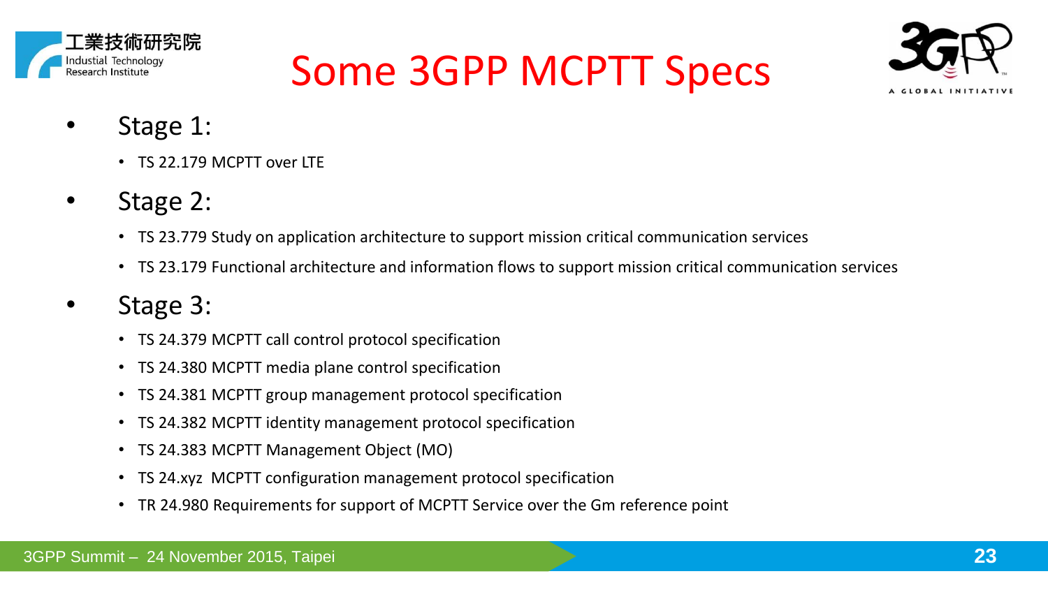# Some 3GPP MCPTT Specs

- Stage 1:
  - TS 22.179 MCPTT over LTE
- Stage 2:
  - TS 23.779 Study on application architecture to support mission critical communication services
  - TS 23.179 Functional architecture and information flows to support mission critical communication services
- Stage 3:
  - TS 24.379 MCPTT call control protocol specification
  - TS 24.380 MCPTT media plane control specification
  - TS 24.381 MCPTT group management protocol specification
  - TS 24.382 MCPTT identity management protocol specification
  - TS 24.383 MCPTT Management Object (MO)
  - TS 24.xyz MCPTT configuration management protocol specification
  - TR 24.980 Requirements for support of MCPTT Service over the Gm reference point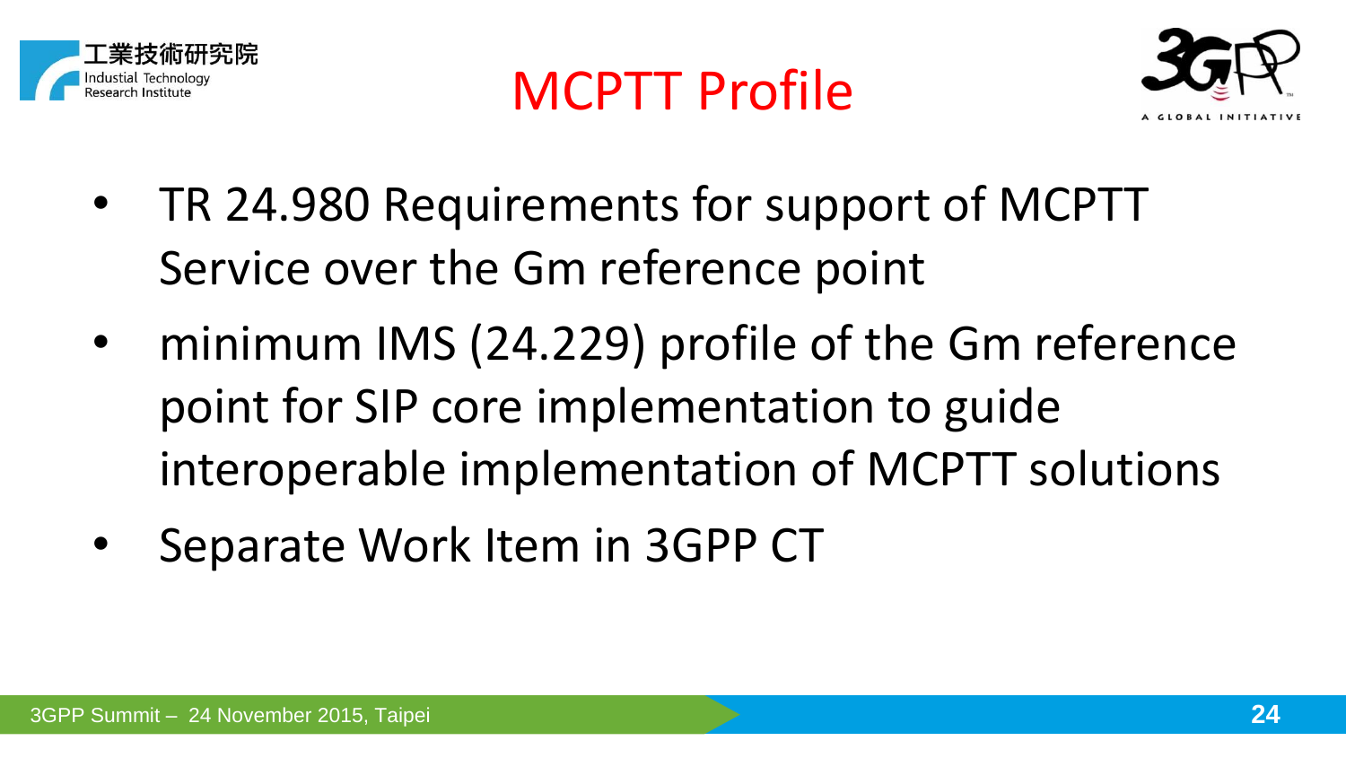# MCPTT Profile

- TR 24.980 Requirements for support of MCPTT Service over the Gm reference point
- minimum IMS (24.229) profile of the Gm reference point for SIP core implementation to guide interoperable implementation of MCPTT solutions
- Separate Work Item in 3GPP CT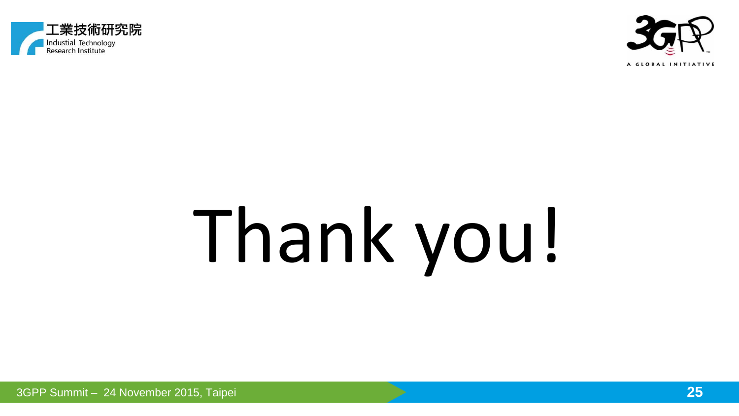# Thank you!